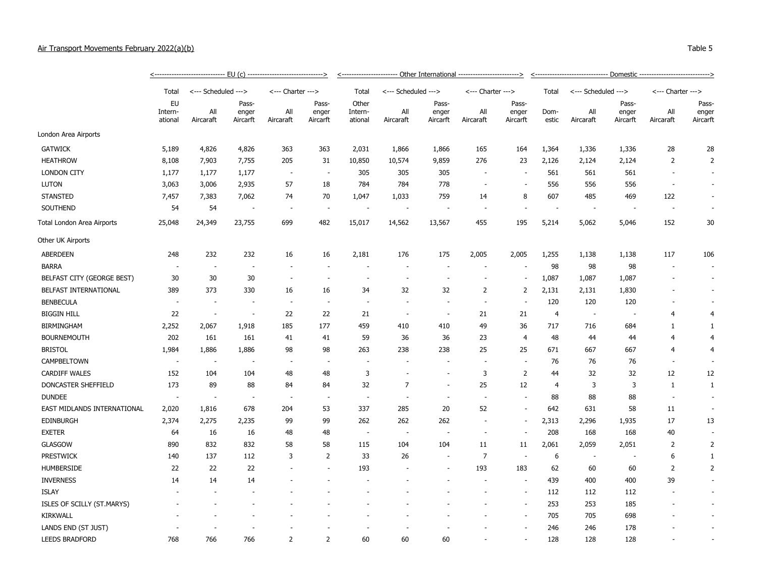Air Transport Movements February 2022(a)(b)

Table 5

| | <---- EU (c) ----> | | | | | <---- Other International ----> | | | | | <---- Domestic ----> | | | | |
|---|---|---|---|---|---|---|---|---|---|---|---|---|---|---|---|
| | Total | <--- Scheduled ---> | | <--- Charter ---> | | Total | <--- Scheduled ---> | | <--- Charter ---> | | Total | <--- Scheduled ---> | | <--- Charter ---> | |
| | EU International | All Aircraft | Passenger Aircraft | All Aircraft | Passenger Aircraft | Other International | All Aircraft | Passenger Aircraft | All Aircraft | Passenger Aircraft | Domestic | All Aircraft | Passenger Aircraft | All Aircraft | Passenger Aircraft |
| London Area Airports | | | | | | | | | | | | | | | |
| GATWICK | 5,189 | 4,826 | 4,826 | 363 | 363 | 2,031 | 1,866 | 1,866 | 165 | 164 | 1,364 | 1,336 | 1,336 | 28 | 28 |
| HEATHROW | 8,108 | 7,903 | 7,755 | 205 | 31 | 10,850 | 10,574 | 9,859 | 276 | 23 | 2,126 | 2,124 | 2,124 | 2 | 2 |
| LONDON CITY | 1,177 | 1,177 | 1,177 | - | - | 305 | 305 | 305 | - | - | 561 | 561 | 561 | - | - |
| LUTON | 3,063 | 3,006 | 2,935 | 57 | 18 | 784 | 784 | 778 | - | - | 556 | 556 | 556 | - | - |
| STANSTED | 7,457 | 7,383 | 7,062 | 74 | 70 | 1,047 | 1,033 | 759 | 14 | 8 | 607 | 485 | 469 | 122 | - |
| SOUTHEND | 54 | 54 | - | - | - | - | - | - | - | - | - | - | - | - | - |
| Total London Area Airports | 25,048 | 24,349 | 23,755 | 699 | 482 | 15,017 | 14,562 | 13,567 | 455 | 195 | 5,214 | 5,062 | 5,046 | 152 | 30 |
| Other UK Airports | | | | | | | | | | | | | | | |
| ABERDEEN | 248 | 232 | 232 | 16 | 16 | 2,181 | 176 | 175 | 2,005 | 2,005 | 1,255 | 1,138 | 1,138 | 117 | 106 |
| BARRA | - | - | - | - | - | - | - | - | - | - | 98 | 98 | 98 | - | - |
| BELFAST CITY (GEORGE BEST) | 30 | 30 | 30 | - | - | - | - | - | - | - | 1,087 | 1,087 | 1,087 | - | - |
| BELFAST INTERNATIONAL | 389 | 373 | 330 | 16 | 16 | 34 | 32 | 32 | 2 | 2 | 2,131 | 2,131 | 1,830 | - | - |
| BENBECULA | - | - | - | - | - | - | - | - | - | - | 120 | 120 | 120 | - | - |
| BIGGIN HILL | 22 | - | - | 22 | 22 | 21 | - | - | 21 | 21 | 4 | - | - | 4 | 4 |
| BIRMINGHAM | 2,252 | 2,067 | 1,918 | 185 | 177 | 459 | 410 | 410 | 49 | 36 | 717 | 716 | 684 | 1 | 1 |
| BOURNEMOUTH | 202 | 161 | 161 | 41 | 41 | 59 | 36 | 36 | 23 | 4 | 48 | 44 | 44 | 4 | 4 |
| BRISTOL | 1,984 | 1,886 | 1,886 | 98 | 98 | 263 | 238 | 238 | 25 | 25 | 671 | 667 | 667 | 4 | 4 |
| CAMPBELTOWN | - | - | - | - | - | - | - | - | - | - | 76 | 76 | 76 | - | - |
| CARDIFF WALES | 152 | 104 | 104 | 48 | 48 | 3 | - | - | 3 | 2 | 44 | 32 | 32 | 12 | 12 |
| DONCASTER SHEFFIELD | 173 | 89 | 88 | 84 | 84 | 32 | 7 | - | 25 | 12 | 4 | 3 | 3 | 1 | 1 |
| DUNDEE | - | - | - | - | - | - | - | - | - | - | 88 | 88 | 88 | - | - |
| EAST MIDLANDS INTERNATIONAL | 2,020 | 1,816 | 678 | 204 | 53 | 337 | 285 | 20 | 52 | - | 642 | 631 | 58 | 11 | - |
| EDINBURGH | 2,374 | 2,275 | 2,235 | 99 | 99 | 262 | 262 | 262 | - | - | 2,313 | 2,296 | 1,935 | 17 | 13 |
| EXETER | 64 | 16 | 16 | 48 | 48 | - | - | - | - | - | 208 | 168 | 168 | 40 | - |
| GLASGOW | 890 | 832 | 832 | 58 | 58 | 115 | 104 | 104 | 11 | 11 | 2,061 | 2,059 | 2,051 | 2 | 2 |
| PRESTWICK | 140 | 137 | 112 | 3 | 2 | 33 | 26 | - | 7 | - | 6 | - | - | 6 | 1 |
| HUMBERSIDE | 22 | 22 | 22 | - | - | 193 | - | - | 193 | 183 | 62 | 60 | 60 | 2 | 2 |
| INVERNESS | 14 | 14 | 14 | - | - | - | - | - | - | - | 439 | 400 | 400 | 39 | - |
| ISLAY | - | - | - | - | - | - | - | - | - | - | 112 | 112 | 112 | - | - |
| ISLES OF SCILLY (ST.MARYS) | - | - | - | - | - | - | - | - | - | - | 253 | 253 | 185 | - | - |
| KIRKWALL | - | - | - | - | - | - | - | - | - | - | 705 | 705 | 698 | - | - |
| LANDS END (ST JUST) | - | - | - | - | - | - | - | - | - | - | 246 | 246 | 178 | - | - |
| LEEDS BRADFORD | 768 | 766 | 766 | 2 | 2 | 60 | 60 | 60 | - | - | 128 | 128 | 128 | - | - |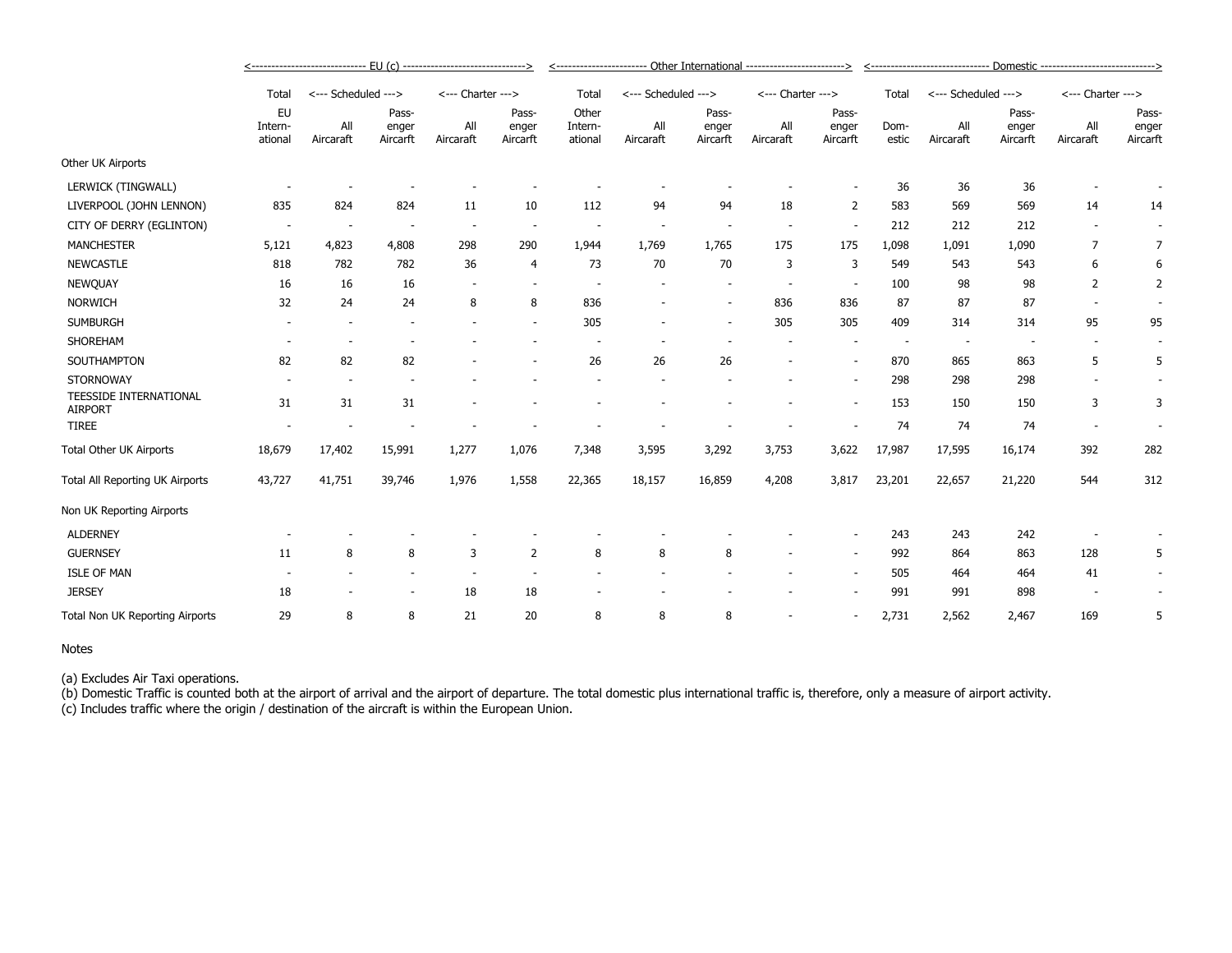| | EU (c) | | | | | Other International | | | | | Domestic | | | | |
|---|---|---|---|---|---|---|---|---|---|---|---|---|---|---|---|
| | Total | Scheduled | | Charter | | Total | Scheduled | | Charter | | Total | Scheduled | | Charter | |
| | EU International | All Aircraft | Passenger Aircraft | All Aircraft | Passenger Aircraft | Other International | All Aircraft | Passenger Aircraft | All Aircraft | Passenger Aircraft | Domestic | All Aircraft | Passenger Aircraft | All Aircraft | Passenger Aircraft |
| Other UK Airports | | | | | | | | | | | | | | | |
| LERWICK (TINGWALL) | - | - | - | - | - | - | - | - | - | - | 36 | 36 | 36 | - | - |
| LIVERPOOL (JOHN LENNON) | 835 | 824 | 824 | 11 | 10 | 112 | 94 | 94 | 18 | 2 | 583 | 569 | 569 | 14 | 14 |
| CITY OF DERRY (EGLINTON) | - | - | - | - | - | - | - | - | - | - | 212 | 212 | 212 | - | - |
| MANCHESTER | 5,121 | 4,823 | 4,808 | 298 | 290 | 1,944 | 1,769 | 1,765 | 175 | 175 | 1,098 | 1,091 | 1,090 | 7 | 7 |
| NEWCASTLE | 818 | 782 | 782 | 36 | 4 | 73 | 70 | 70 | 3 | 3 | 549 | 543 | 543 | 6 | 6 |
| NEWQUAY | 16 | 16 | 16 | - | - | - | - | - | - | - | 100 | 98 | 98 | 2 | 2 |
| NORWICH | 32 | 24 | 24 | 8 | 8 | 836 | - | - | 836 | 836 | 87 | 87 | 87 | - | - |
| SUMBURGH | - | - | - | - | - | 305 | - | - | 305 | 305 | 409 | 314 | 314 | 95 | 95 |
| SHOREHAM | - | - | - | - | - | - | - | - | - | - | - | - | - | - | - |
| SOUTHAMPTON | 82 | 82 | 82 | - | - | 26 | 26 | 26 | - | - | 870 | 865 | 863 | 5 | 5 |
| STORNOWAY | - | - | - | - | - | - | - | - | - | - | 298 | 298 | 298 | - | - |
| TEESSIDE INTERNATIONAL AIRPORT | 31 | 31 | 31 | - | - | - | - | - | - | - | 153 | 150 | 150 | 3 | 3 |
| TIREE | - | - | - | - | - | - | - | - | - | - | 74 | 74 | 74 | - | - |
| Total Other UK Airports | 18,679 | 17,402 | 15,991 | 1,277 | 1,076 | 7,348 | 3,595 | 3,292 | 3,753 | 3,622 | 17,987 | 17,595 | 16,174 | 392 | 282 |
| Total All Reporting UK Airports | 43,727 | 41,751 | 39,746 | 1,976 | 1,558 | 22,365 | 18,157 | 16,859 | 4,208 | 3,817 | 23,201 | 22,657 | 21,220 | 544 | 312 |
| Non UK Reporting Airports | | | | | | | | | | | | | | | |
| ALDERNEY | - | - | - | - | - | - | - | - | - | - | 243 | 243 | 242 | - | - |
| GUERNSEY | 11 | 8 | 8 | 3 | 2 | 8 | 8 | 8 | - | - | 992 | 864 | 863 | 128 | 5 |
| ISLE OF MAN | - | - | - | - | - | - | - | - | - | - | 505 | 464 | 464 | 41 | - |
| JERSEY | 18 | - | - | 18 | 18 | - | - | - | - | - | 991 | 991 | 898 | - | - |
| Total Non UK Reporting Airports | 29 | 8 | 8 | 21 | 20 | 8 | 8 | 8 | - | - | 2,731 | 2,562 | 2,467 | 169 | 5 |

Notes

(a) Excludes Air Taxi operations.
(b) Domestic Traffic is counted both at the airport of arrival and the airport of departure. The total domestic plus international traffic is, therefore, only a measure of airport activity.
(c) Includes traffic where the origin / destination of the aircraft is within the European Union.